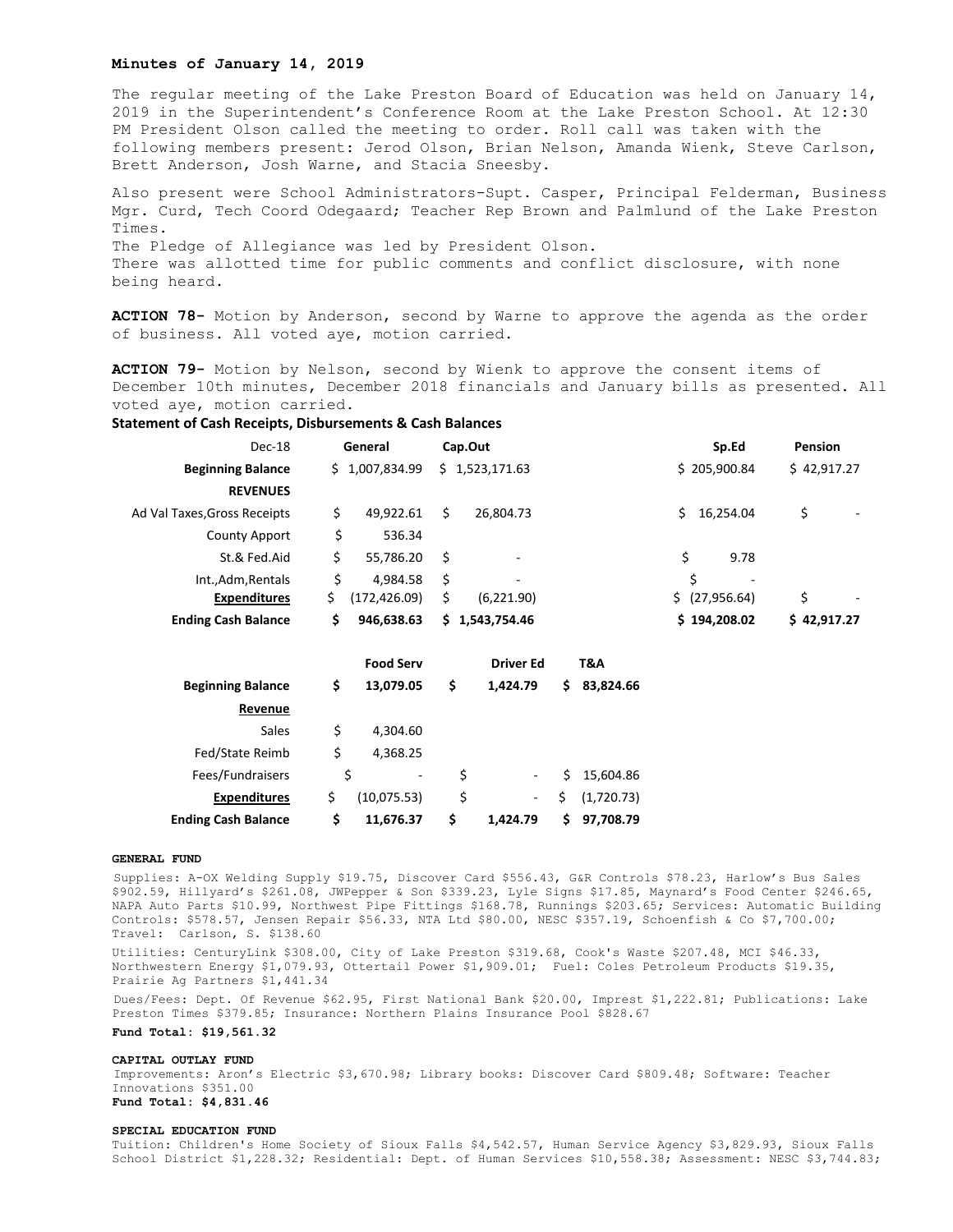**Minutes of January 14, 2019**

The regular meeting of the Lake Preston Board of Education was held on January 14, 2019 in the Superintendent's Conference Room at the Lake Preston School. At 12:30 PM President Olson called the meeting to order. Roll call was taken with the following members present: Jerod Olson, Brian Nelson, Amanda Wienk, Steve Carlson, Brett Anderson, Josh Warne, and Stacia Sneesby.

Also present were School Administrators-Supt. Casper, Principal Felderman, Business Mgr. Curd, Tech Coord Odegaard; Teacher Rep Brown and Palmlund of the Lake Preston Times.
The Pledge of Allegiance was led by President Olson.
There was allotted time for public comments and conflict disclosure, with none being heard.

**ACTION 78-** Motion by Anderson, second by Warne to approve the agenda as the order of business. All voted aye, motion carried.

**ACTION 79-** Motion by Nelson, second by Wienk to approve the consent items of December 10th minutes, December 2018 financials and January bills as presented. All voted aye, motion carried.

**Statement of Cash Receipts, Disbursements & Cash Balances**

| Dec-18 | General | Cap.Out | Sp.Ed | Pension |
|---|---|---|---|---|
| **Beginning Balance** | $ 1,007,834.99 | $ 1,523,171.63 | $ 205,900.84 | $ 42,917.27 |
| **REVENUES** | | | | |
| Ad Val Taxes,Gross Receipts | $ 49,922.61 | $ 26,804.73 | $ 16,254.04 | $ - |
| County Apport | $ 536.34 | | | |
| St.& Fed.Aid | $ 55,786.20 | $ - | $ 9.78 | |
| Int.,Adm,Rentals | $ 4,984.58 | $ - | $ - | |
| **Expenditures** | $ (172,426.09) | $ (6,221.90) | $ (27,956.64) | $ - |
| **Ending Cash Balance** | $ 946,638.63 | $ 1,543,754.46 | $ 194,208.02 | $ 42,917.27 |

| | Food Serv | Driver Ed | T&A |
|---|---|---|---|
| **Beginning Balance** | $ 13,079.05 | $ 1,424.79 | $ 83,824.66 |
| **Revenue** | | | |
| Sales | $ 4,304.60 | | |
| Fed/State Reimb | $ 4,368.25 | | |
| Fees/Fundraisers | $ - | $ - | $ 15,604.86 |
| **Expenditures** | $ (10,075.53) | $ - | $ (1,720.73) |
| **Ending Cash Balance** | $ 11,676.37 | $ 1,424.79 | $ 97,708.79 |

**GENERAL FUND**

Supplies: A-OX Welding Supply $19.75, Discover Card $556.43, G&R Controls $78.23, Harlow's Bus Sales $902.59, Hillyard's $261.08, JWPepper & Son $339.23, Lyle Signs $17.85, Maynard's Food Center $246.65, NAPA Auto Parts $10.99, Northwest Pipe Fittings $168.78, Runnings $203.65; Services: Automatic Building Controls: $578.57, Jensen Repair $56.33, NTA Ltd $80.00, NESC $357.19, Schoenfish & Co $7,700.00; Travel: Carlson, S. $138.60

Utilities: CenturyLink $308.00, City of Lake Preston $319.68, Cook's Waste $207.48, MCI $46.33, Northwestern Energy $1,079.93, Ottertail Power $1,909.01; Fuel: Coles Petroleum Products $19.35, Prairie Ag Partners $1,441.34

Dues/Fees: Dept. Of Revenue $62.95, First National Bank $20.00, Imprest $1,222.81; Publications: Lake Preston Times $379.85; Insurance: Northern Plains Insurance Pool $828.67

**Fund Total: $19,561.32**

**CAPITAL OUTLAY FUND**

Improvements: Aron's Electric $3,670.98; Library books: Discover Card $809.48; Software: Teacher Innovations $351.00

**Fund Total: $4,831.46**

**SPECIAL EDUCATION FUND**

Tuition: Children's Home Society of Sioux Falls $4,542.57, Human Service Agency $3,829.93, Sioux Falls School District $1,228.32; Residential: Dept. of Human Services $10,558.38; Assessment: NESC $3,744.83;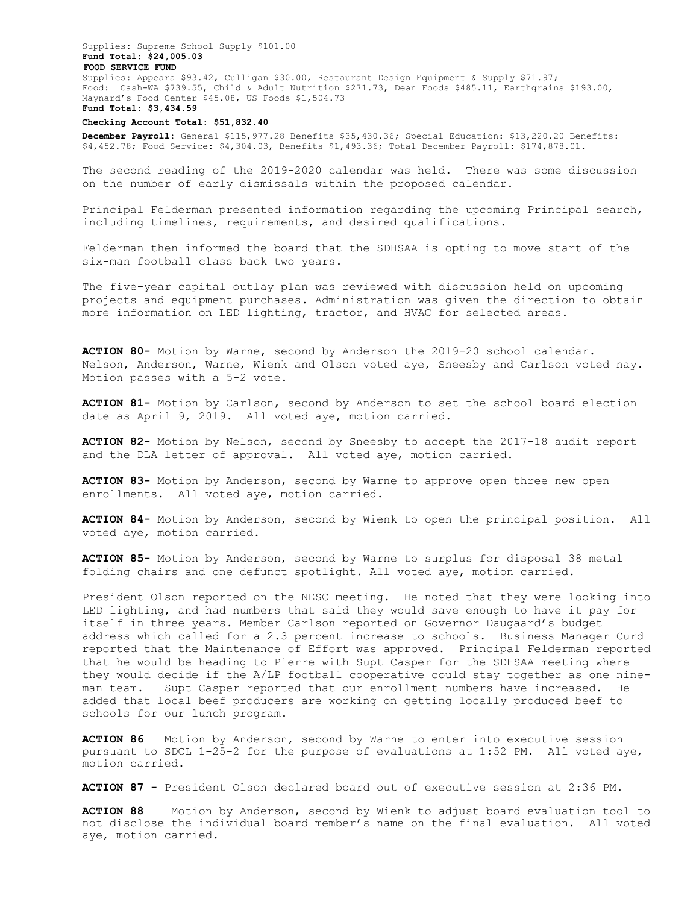Supplies: Supreme School Supply $101.00
**Fund Total: $24,005.03**
**FOOD SERVICE FUND**
Supplies: Appeara $93.42, Culligan $30.00, Restaurant Design Equipment & Supply $71.97;
Food: Cash-WA $739.55, Child & Adult Nutrition $271.73, Dean Foods $485.11, Earthgrains $193.00, Maynard's Food Center $45.08, US Foods $1,504.73
**Fund Total: $3,434.59**

**Checking Account Total: $51,832.40**

**December Payroll**: General $115,977.28 Benefits $35,430.36; Special Education: $13,220.20 Benefits: $4,452.78; Food Service: $4,304.03, Benefits $1,493.36; Total December Payroll: $174,878.01.

The second reading of the 2019-2020 calendar was held. There was some discussion on the number of early dismissals within the proposed calendar.

Principal Felderman presented information regarding the upcoming Principal search, including timelines, requirements, and desired qualifications.

Felderman then informed the board that the SDHSAA is opting to move start of the six-man football class back two years.

The five-year capital outlay plan was reviewed with discussion held on upcoming projects and equipment purchases. Administration was given the direction to obtain more information on LED lighting, tractor, and HVAC for selected areas.

**ACTION 80-** Motion by Warne, second by Anderson the 2019-20 school calendar. Nelson, Anderson, Warne, Wienk and Olson voted aye, Sneesby and Carlson voted nay. Motion passes with a 5-2 vote.

**ACTION 81-** Motion by Carlson, second by Anderson to set the school board election date as April 9, 2019. All voted aye, motion carried.

**ACTION 82-** Motion by Nelson, second by Sneesby to accept the 2017-18 audit report and the DLA letter of approval. All voted aye, motion carried.

**ACTION 83-** Motion by Anderson, second by Warne to approve open three new open enrollments. All voted aye, motion carried.

**ACTION 84-** Motion by Anderson, second by Wienk to open the principal position. All voted aye, motion carried.

**ACTION 85-** Motion by Anderson, second by Warne to surplus for disposal 38 metal folding chairs and one defunct spotlight. All voted aye, motion carried.

President Olson reported on the NESC meeting. He noted that they were looking into LED lighting, and had numbers that said they would save enough to have it pay for itself in three years. Member Carlson reported on Governor Daugaard's budget address which called for a 2.3 percent increase to schools. Business Manager Curd reported that the Maintenance of Effort was approved. Principal Felderman reported that he would be heading to Pierre with Supt Casper for the SDHSAA meeting where they would decide if the A/LP football cooperative could stay together as one nine-man team. Supt Casper reported that our enrollment numbers have increased. He added that local beef producers are working on getting locally produced beef to schools for our lunch program.

**ACTION 86** – Motion by Anderson, second by Warne to enter into executive session pursuant to SDCL 1-25-2 for the purpose of evaluations at 1:52 PM. All voted aye, motion carried.

**ACTION 87 -** President Olson declared board out of executive session at 2:36 PM.

**ACTION 88** – Motion by Anderson, second by Wienk to adjust board evaluation tool to not disclose the individual board member's name on the final evaluation. All voted aye, motion carried.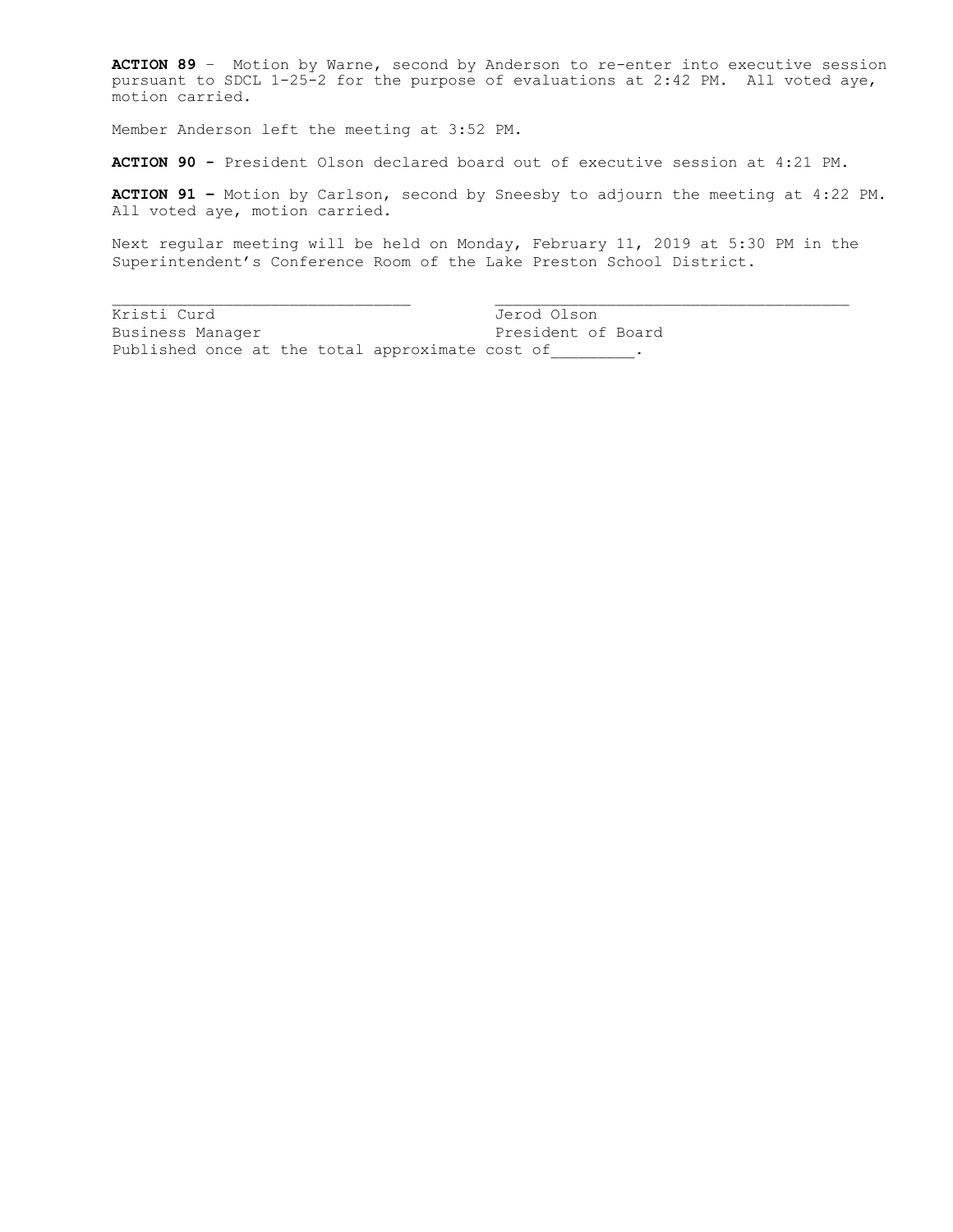**ACTION 89** – Motion by Warne, second by Anderson to re-enter into executive session pursuant to SDCL 1-25-2 for the purpose of evaluations at 2:42 PM. All voted aye, motion carried.

Member Anderson left the meeting at 3:52 PM.

**ACTION 90 -** President Olson declared board out of executive session at 4:21 PM.

**ACTION 91 –** Motion by Carlson, second by Sneesby to adjourn the meeting at 4:22 PM. All voted aye, motion carried.

Next regular meeting will be held on Monday, February 11, 2019 at 5:30 PM in the Superintendent's Conference Room of the Lake Preston School District.

| | |
|---|---|
| \_\_\_\_\_\_\_\_\_\_\_\_\_\_\_\_\_\_\_\_\_\_\_\_\_\_\_\_\_\_\_\_ | \_\_\_\_\_\_\_\_\_\_\_\_\_\_\_\_\_\_\_\_\_\_\_\_\_\_\_\_\_\_\_\_\_\_\_\_\_\_\_ |
| Kristi Curd | Jerod Olson |
| Business Manager | President of Board |

Published once at the total approximate cost of_________.